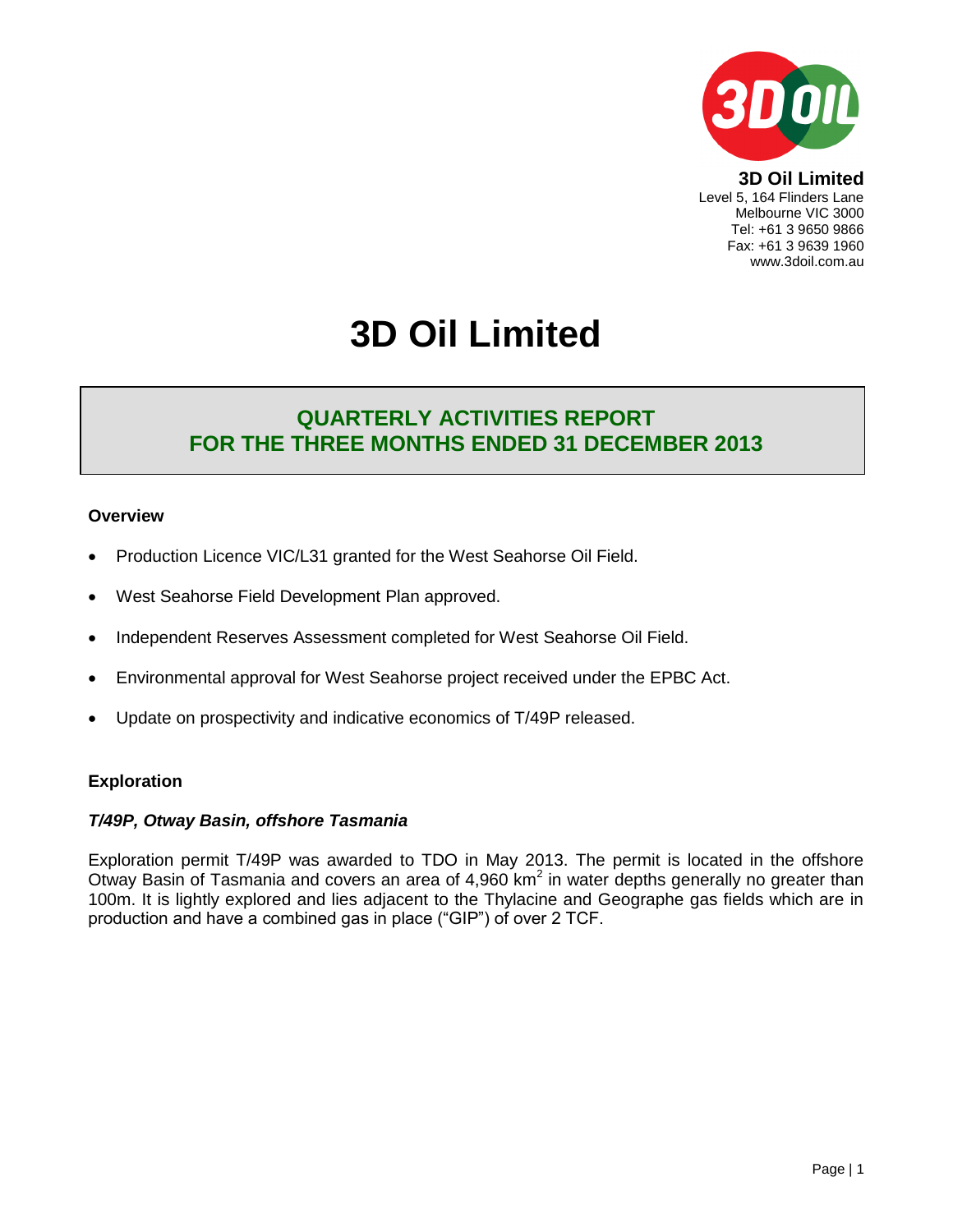**3D Oil Limited**
Level 5, 164 Flinders Lane
Melbourne VIC 3000
Tel: +61 3 9650 9866
Fax: +61 3 9639 1960
www.3doil.com.au

# 3D Oil Limited

## QUARTERLY ACTIVITIES REPORT FOR THE THREE MONTHS ENDED 31 DECEMBER 2013

### Overview

- Production Licence VIC/L31 granted for the West Seahorse Oil Field.
- West Seahorse Field Development Plan approved.
- Independent Reserves Assessment completed for West Seahorse Oil Field.
- Environmental approval for West Seahorse project received under the EPBC Act.
- Update on prospectivity and indicative economics of T/49P released.

### Exploration

***T/49P, Otway Basin, offshore Tasmania***

Exploration permit T/49P was awarded to TDO in May 2013. The permit is located in the offshore Otway Basin of Tasmania and covers an area of 4,960 km$^2$ in water depths generally no greater than 100m. It is lightly explored and lies adjacent to the Thylacine and Geographe gas fields which are in production and have a combined gas in place ("GIP") of over 2 TCF.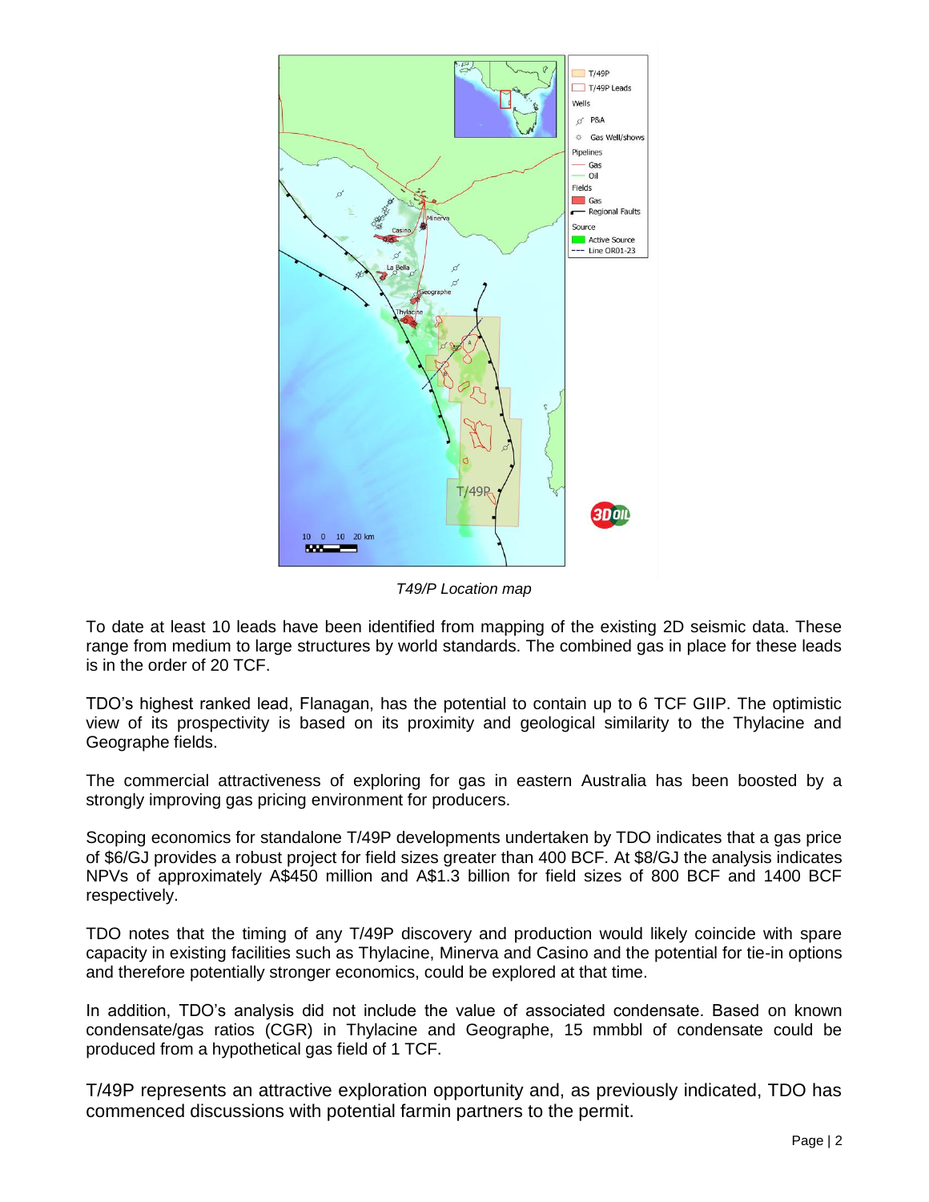*T49/P Location map*

To date at least 10 leads have been identified from mapping of the existing 2D seismic data. These range from medium to large structures by world standards. The combined gas in place for these leads is in the order of 20 TCF.

TDO's highest ranked lead, Flanagan, has the potential to contain up to 6 TCF GIIP. The optimistic view of its prospectivity is based on its proximity and geological similarity to the Thylacine and Geographe fields.

The commercial attractiveness of exploring for gas in eastern Australia has been boosted by a strongly improving gas pricing environment for producers.

Scoping economics for standalone T/49P developments undertaken by TDO indicates that a gas price of $6/GJ provides a robust project for field sizes greater than 400 BCF. At $8/GJ the analysis indicates NPVs of approximately A$450 million and A$1.3 billion for field sizes of 800 BCF and 1400 BCF respectively.

TDO notes that the timing of any T/49P discovery and production would likely coincide with spare capacity in existing facilities such as Thylacine, Minerva and Casino and the potential for tie-in options and therefore potentially stronger economics, could be explored at that time.

In addition, TDO's analysis did not include the value of associated condensate. Based on known condensate/gas ratios (CGR) in Thylacine and Geographe, 15 mmbbl of condensate could be produced from a hypothetical gas field of 1 TCF.

T/49P represents an attractive exploration opportunity and, as previously indicated, TDO has commenced discussions with potential farmin partners to the permit.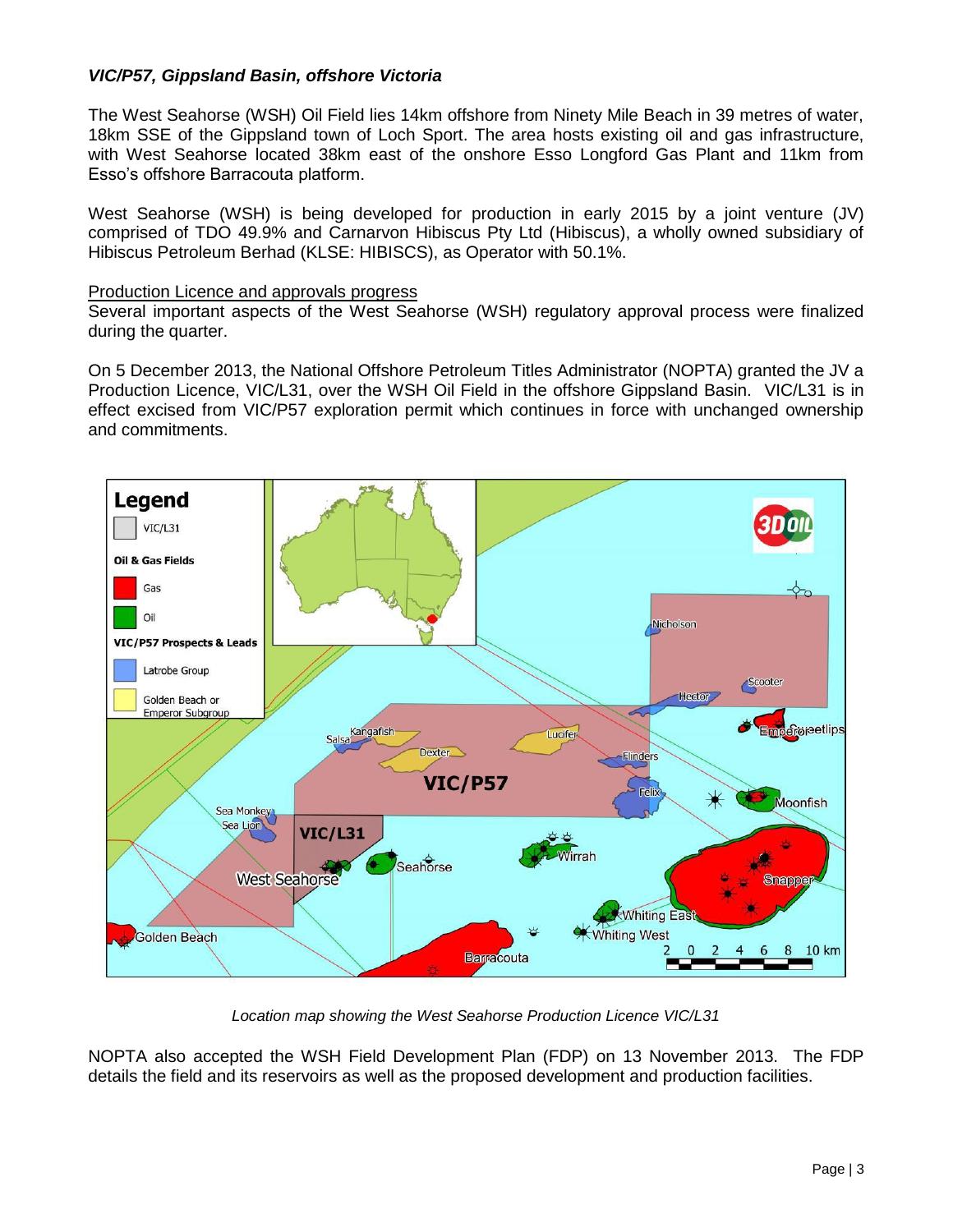*VIC/P57, Gippsland Basin, offshore Victoria*

The West Seahorse (WSH) Oil Field lies 14km offshore from Ninety Mile Beach in 39 metres of water, 18km SSE of the Gippsland town of Loch Sport. The area hosts existing oil and gas infrastructure, with West Seahorse located 38km east of the onshore Esso Longford Gas Plant and 11km from Esso's offshore Barracouta platform.

West Seahorse (WSH) is being developed for production in early 2015 by a joint venture (JV) comprised of TDO 49.9% and Carnarvon Hibiscus Pty Ltd (Hibiscus), a wholly owned subsidiary of Hibiscus Petroleum Berhad (KLSE: HIBISCS), as Operator with 50.1%.

Production Licence and approvals progress

Several important aspects of the West Seahorse (WSH) regulatory approval process were finalized during the quarter.

On 5 December 2013, the National Offshore Petroleum Titles Administrator (NOPTA) granted the JV a Production Licence, VIC/L31, over the WSH Oil Field in the offshore Gippsland Basin. VIC/L31 is in effect excised from VIC/P57 exploration permit which continues in force with unchanged ownership and commitments.

*Location map showing the West Seahorse Production Licence VIC/L31*

NOPTA also accepted the WSH Field Development Plan (FDP) on 13 November 2013. The FDP details the field and its reservoirs as well as the proposed development and production facilities.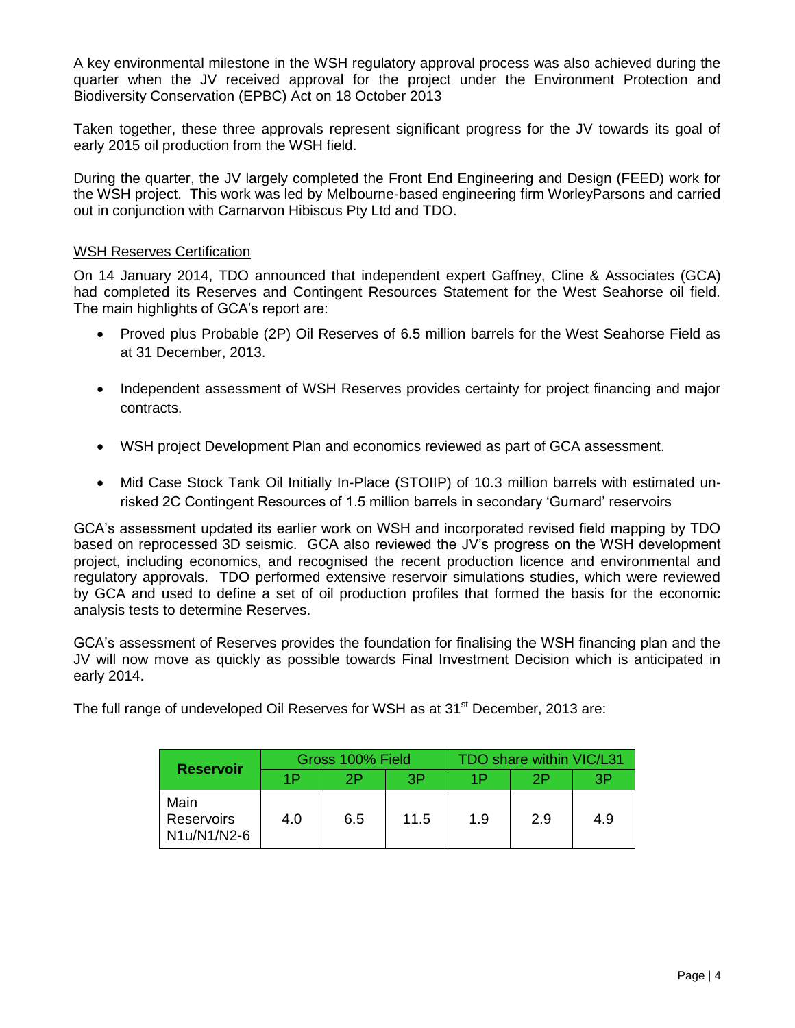A key environmental milestone in the WSH regulatory approval process was also achieved during the quarter when the JV received approval for the project under the Environment Protection and Biodiversity Conservation (EPBC) Act on 18 October 2013

Taken together, these three approvals represent significant progress for the JV towards its goal of early 2015 oil production from the WSH field.

During the quarter, the JV largely completed the Front End Engineering and Design (FEED) work for the WSH project. This work was led by Melbourne-based engineering firm WorleyParsons and carried out in conjunction with Carnarvon Hibiscus Pty Ltd and TDO.

WSH Reserves Certification

On 14 January 2014, TDO announced that independent expert Gaffney, Cline & Associates (GCA) had completed its Reserves and Contingent Resources Statement for the West Seahorse oil field. The main highlights of GCA's report are:

- Proved plus Probable (2P) Oil Reserves of 6.5 million barrels for the West Seahorse Field as at 31 December, 2013.
- Independent assessment of WSH Reserves provides certainty for project financing and major contracts.
- WSH project Development Plan and economics reviewed as part of GCA assessment.
- Mid Case Stock Tank Oil Initially In-Place (STOIIP) of 10.3 million barrels with estimated un-risked 2C Contingent Resources of 1.5 million barrels in secondary 'Gurnard' reservoirs

GCA's assessment updated its earlier work on WSH and incorporated revised field mapping by TDO based on reprocessed 3D seismic. GCA also reviewed the JV's progress on the WSH development project, including economics, and recognised the recent production licence and environmental and regulatory approvals. TDO performed extensive reservoir simulations studies, which were reviewed by GCA and used to define a set of oil production profiles that formed the basis for the economic analysis tests to determine Reserves.

GCA's assessment of Reserves provides the foundation for finalising the WSH financing plan and the JV will now move as quickly as possible towards Final Investment Decision which is anticipated in early 2014.

The full range of undeveloped Oil Reserves for WSH as at 31st December, 2013 are:

| Reservoir | Gross 100% Field | | | TDO share within VIC/L31 | | |
|---|---|---|---|---|---|---|
| | 1P | 2P | 3P | 1P | 2P | 3P |
| Main Reservoirs N1u/N1/N2-6 | 4.0 | 6.5 | 11.5 | 1.9 | 2.9 | 4.9 |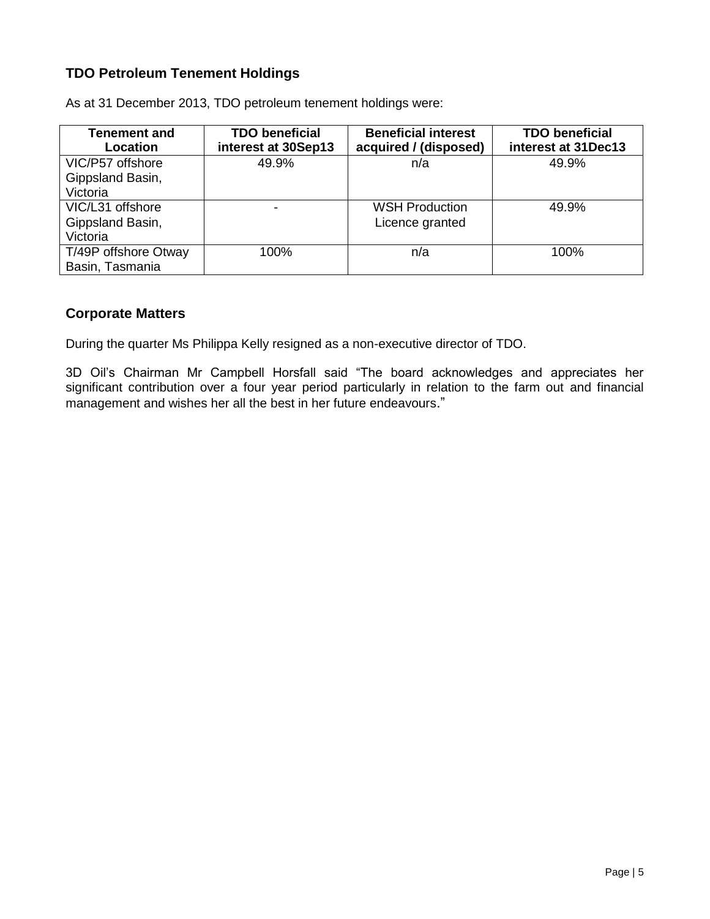## TDO Petroleum Tenement Holdings

As at 31 December 2013, TDO petroleum tenement holdings were:

| Tenement and Location | TDO beneficial interest at 30Sep13 | Beneficial interest acquired / (disposed) | TDO beneficial interest at 31Dec13 |
|---|---|---|---|
| VIC/P57 offshore Gippsland Basin, Victoria | 49.9% | n/a | 49.9% |
| VIC/L31 offshore Gippsland Basin, Victoria | - | WSH Production Licence granted | 49.9% |
| T/49P offshore Otway Basin, Tasmania | 100% | n/a | 100% |

## Corporate Matters

During the quarter Ms Philippa Kelly resigned as a non-executive director of TDO.

3D Oil's Chairman Mr Campbell Horsfall said "The board acknowledges and appreciates her significant contribution over a four year period particularly in relation to the farm out and financial management and wishes her all the best in her future endeavours."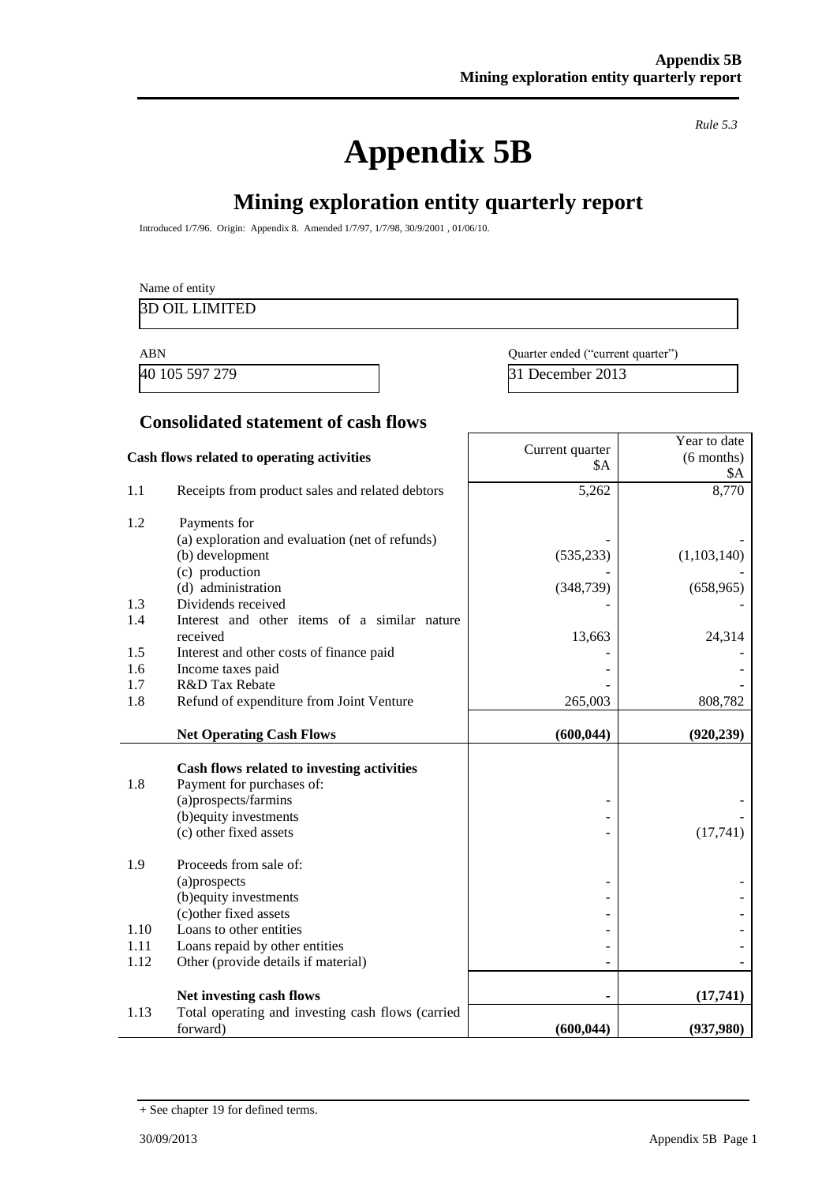*Rule 5.3*

# Appendix 5B

## Mining exploration entity quarterly report

Introduced 1/7/96. Origin: Appendix 8. Amended 1/7/97, 1/7/98, 30/9/2001 , 01/06/10.

Name of entity

| 3D OIL LIMITED |
|---|

| ABN | Quarter ended ("current quarter") |
|---|---|
| 40 105 597 279 | 31 December 2013 |

### Consolidated statement of cash flows

| | Cash flows related to operating activities | Current quarter $A | Year to date (6 months) $A |
|---|---|---|---|
| 1.1 | Receipts from product sales and related debtors | 5,262 | 8,770 |
| 1.2 | Payments for | | |
| | (a) exploration and evaluation (net of refunds) | - | - |
| | (b) development | (535,233) | (1,103,140) |
| | (c) production | - | - |
| | (d) administration | (348,739) | (658,965) |
| 1.3 | Dividends received | - | - |
| 1.4 | Interest and other items of a similar nature received | 13,663 | 24,314 |
| 1.5 | Interest and other costs of finance paid | - | - |
| 1.6 | Income taxes paid | - | - |
| 1.7 | R&D Tax Rebate | - | - |
| 1.8 | Refund of expenditure from Joint Venture | 265,003 | 808,782 |
| | **Net Operating Cash Flows** | **(600,044)** | **(920,239)** |
| | **Cash flows related to investing activities** | | |
| 1.8 | Payment for purchases of: | | |
| | (a)prospects/farmins | - | - |
| | (b)equity investments | - | - |
| | (c) other fixed assets | - | (17,741) |
| 1.9 | Proceeds from sale of: | | |
| | (a)prospects | - | - |
| | (b)equity investments | - | - |
| | (c)other fixed assets | - | - |
| 1.10 | Loans to other entities | - | - |
| 1.11 | Loans repaid by other entities | - | - |
| 1.12 | Other (provide details if material) | - | - |
| | **Net investing cash flows** | **-** | **(17,741)** |
| 1.13 | Total operating and investing cash flows (carried forward) | **(600,044)** | **(937,980)** |

+ See chapter 19 for defined terms.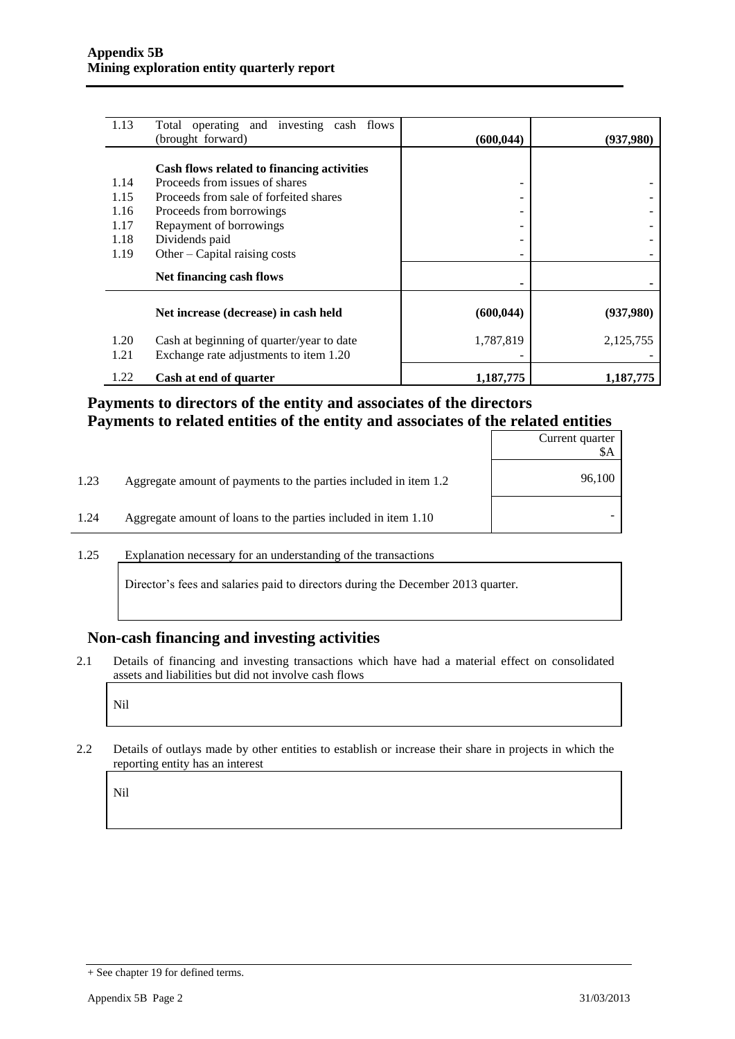| | | | |
|---|---|---|---|
| 1.13 | Total operating and investing cash flows (brought forward) | **(600,044)** | **(937,980)** |
| | **Cash flows related to financing activities** | | |
| 1.14 | Proceeds from issues of shares | - | - |
| 1.15 | Proceeds from sale of forfeited shares | - | - |
| 1.16 | Proceeds from borrowings | - | - |
| 1.17 | Repayment of borrowings | - | - |
| 1.18 | Dividends paid | - | - |
| 1.19 | Other – Capital raising costs | - | - |
| | **Net financing cash flows** | **-** | **-** |
| | **Net increase (decrease) in cash held** | **(600,044)** | **(937,980)** |
| 1.20 | Cash at beginning of quarter/year to date | 1,787,819 | 2,125,755 |
| 1.21 | Exchange rate adjustments to item 1.20 | - | - |
| 1.22 | **Cash at end of quarter** | **1,187,775** | **1,187,775** |

## Payments to directors of the entity and associates of the directors
## Payments to related entities of the entity and associates of the related entities

| | | Current quarter $A |
|---|---|---|
| 1.23 | Aggregate amount of payments to the parties included in item 1.2 | 96,100 |
| 1.24 | Aggregate amount of loans to the parties included in item 1.10 | - |

1.25 Explanation necessary for an understanding of the transactions

Director's fees and salaries paid to directors during the December 2013 quarter.

## Non-cash financing and investing activities

2.1 Details of financing and investing transactions which have had a material effect on consolidated assets and liabilities but did not involve cash flows

Nil

2.2 Details of outlays made by other entities to establish or increase their share in projects in which the reporting entity has an interest

Nil

+ See chapter 19 for defined terms.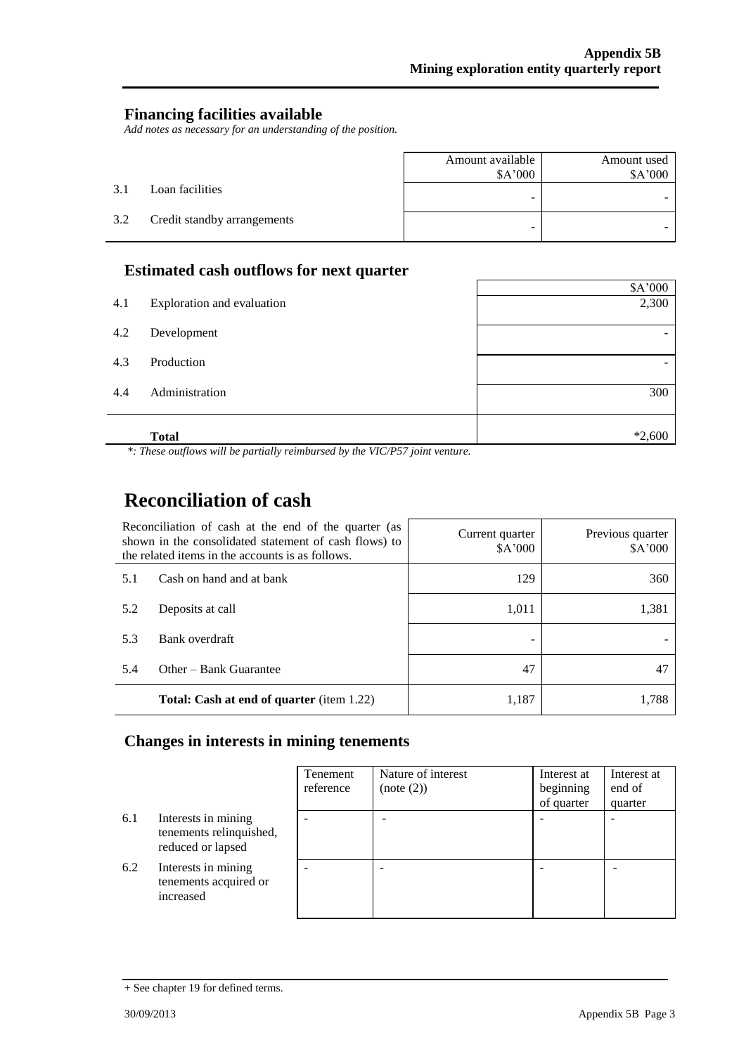## Financing facilities available

*Add notes as necessary for an understanding of the position.*

| | | Amount available $A'000 | Amount used $A'000 |
|---|---|---|---|
| 3.1 | Loan facilities | - | - |
| 3.2 | Credit standby arrangements | - | - |

## Estimated cash outflows for next quarter

| | | $A'000 |
|---|---|---|
| 4.1 | Exploration and evaluation | 2,300 |
| 4.2 | Development | - |
| 4.3 | Production | - |
| 4.4 | Administration | 300 |
| | **Total** | *2,600 |

*\*: These outflows will be partially reimbursed by the VIC/P57 joint venture.*

# Reconciliation of cash

| Reconciliation of cash at the end of the quarter (as shown in the consolidated statement of cash flows) to the related items in the accounts is as follows. | | Current quarter $A'000 | Previous quarter $A'000 |
|---|---|---|---|
| 5.1 | Cash on hand and at bank | 129 | 360 |
| 5.2 | Deposits at call | 1,011 | 1,381 |
| 5.3 | Bank overdraft | - | - |
| 5.4 | Other – Bank Guarantee | 47 | 47 |
| | **Total: Cash at end of quarter** (item 1.22) | 1,187 | 1,788 |

## Changes in interests in mining tenements

| | | Tenement reference | Nature of interest (note (2)) | Interest at beginning of quarter | Interest at end of quarter |
|---|---|---|---|---|---|
| 6.1 | Interests in mining tenements relinquished, reduced or lapsed | - | - | - | - |
| 6.2 | Interests in mining tenements acquired or increased | - | - | - | - |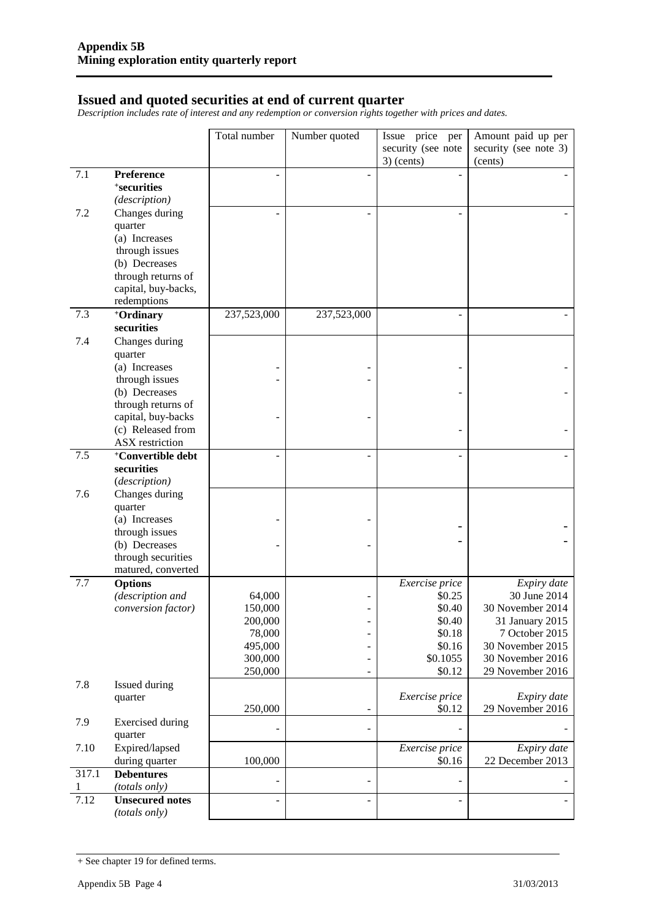## Issued and quoted securities at end of current quarter

*Description includes rate of interest and any redemption or conversion rights together with prices and dates.*

| | | Total number | Number quoted | Issue price per security (see note 3) (cents) | Amount paid up per security (see note 3) (cents) |
|---|---|---|---|---|---|
| 7.1 | **Preference +securities** *(description)* | - | - | - | - |
| 7.2 | Changes during quarter (a) Increases through issues (b) Decreases through returns of capital, buy-backs, redemptions | - | - | - | - |
| 7.3 | **+Ordinary securities** | 237,523,000 | 237,523,000 | - | - |
| 7.4 | Changes during quarter (a) Increases through issues (b) Decreases through returns of capital, buy-backs (c) Released from ASX restriction | -<br>-<br><br>- | -<br>-<br><br>- | -<br>-<br><br>- | -<br>-<br><br>- |
| 7.5 | **+Convertible debt securities** *(description)* | - | - | - | - |
| 7.6 | Changes during quarter (a) Increases through issues (b) Decreases through securities matured, converted | -<br>- | -<br>- | -<br>- | -<br>- |
| 7.7 | **Options** *(description and conversion factor)* | <br>64,000<br>150,000<br>200,000<br>78,000<br>495,000<br>300,000<br>250,000 | <br>-<br>-<br>-<br>-<br>-<br>-<br>- | *Exercise price*<br>$0.25<br>$0.40<br>$0.40<br>$0.18<br>$0.16<br>$0.1055<br>$0.12 | *Expiry date*<br>30 June 2014<br>30 November 2014<br>31 January 2015<br>7 October 2015<br>30 November 2015<br>30 November 2016<br>29 November 2016 |
| 7.8 | Issued during quarter | 250,000 | - | *Exercise price*<br>$0.12 | *Expiry date*<br>29 November 2016 |
| 7.9 | Exercised during quarter | - | - | - | - |
| 7.10 | Expired/lapsed during quarter | 100,000 | | *Exercise price*<br>$0.16 | *Expiry date*<br>22 December 2013 |
| 317.1 1 | **Debentures** *(totals only)* | - | - | - | - |
| 7.12 | **Unsecured notes** *(totals only)* | - | - | - | - |

+ See chapter 19 for defined terms.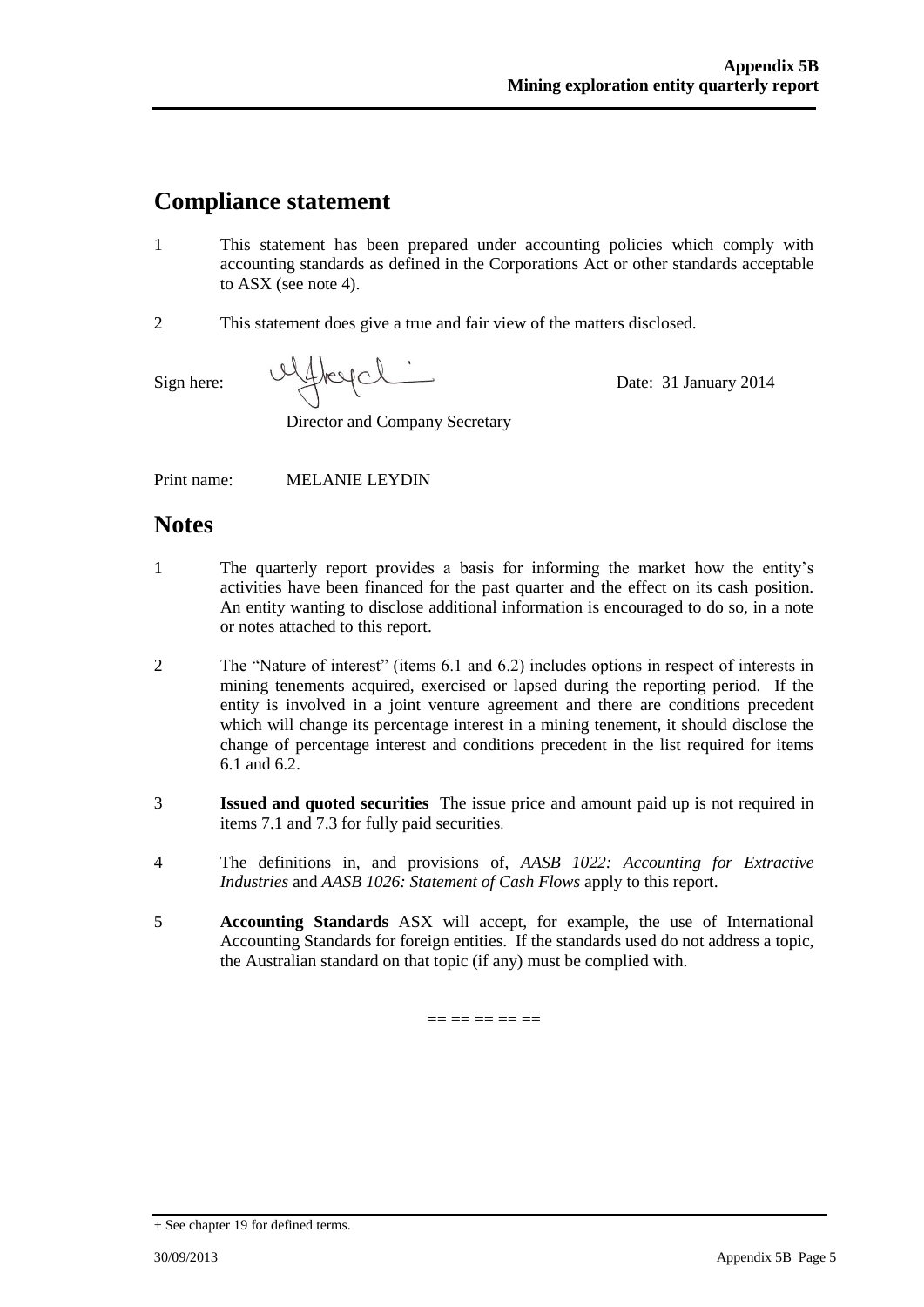## Compliance statement

1 This statement has been prepared under accounting policies which comply with accounting standards as defined in the Corporations Act or other standards acceptable to ASX (see note 4).

2 This statement does give a true and fair view of the matters disclosed.

Sign here: Date: 31 January 2014

Director and Company Secretary

Print name: MELANIE LEYDIN

## Notes

1 The quarterly report provides a basis for informing the market how the entity's activities have been financed for the past quarter and the effect on its cash position. An entity wanting to disclose additional information is encouraged to do so, in a note or notes attached to this report.

2 The "Nature of interest" (items 6.1 and 6.2) includes options in respect of interests in mining tenements acquired, exercised or lapsed during the reporting period. If the entity is involved in a joint venture agreement and there are conditions precedent which will change its percentage interest in a mining tenement, it should disclose the change of percentage interest and conditions precedent in the list required for items 6.1 and 6.2.

3 **Issued and quoted securities** The issue price and amount paid up is not required in items 7.1 and 7.3 for fully paid securities.

4 The definitions in, and provisions of, *AASB 1022: Accounting for Extractive Industries* and *AASB 1026: Statement of Cash Flows* apply to this report.

5 **Accounting Standards** ASX will accept, for example, the use of International Accounting Standards for foreign entities. If the standards used do not address a topic, the Australian standard on that topic (if any) must be complied with.

== == == == ==

+ See chapter 19 for defined terms.